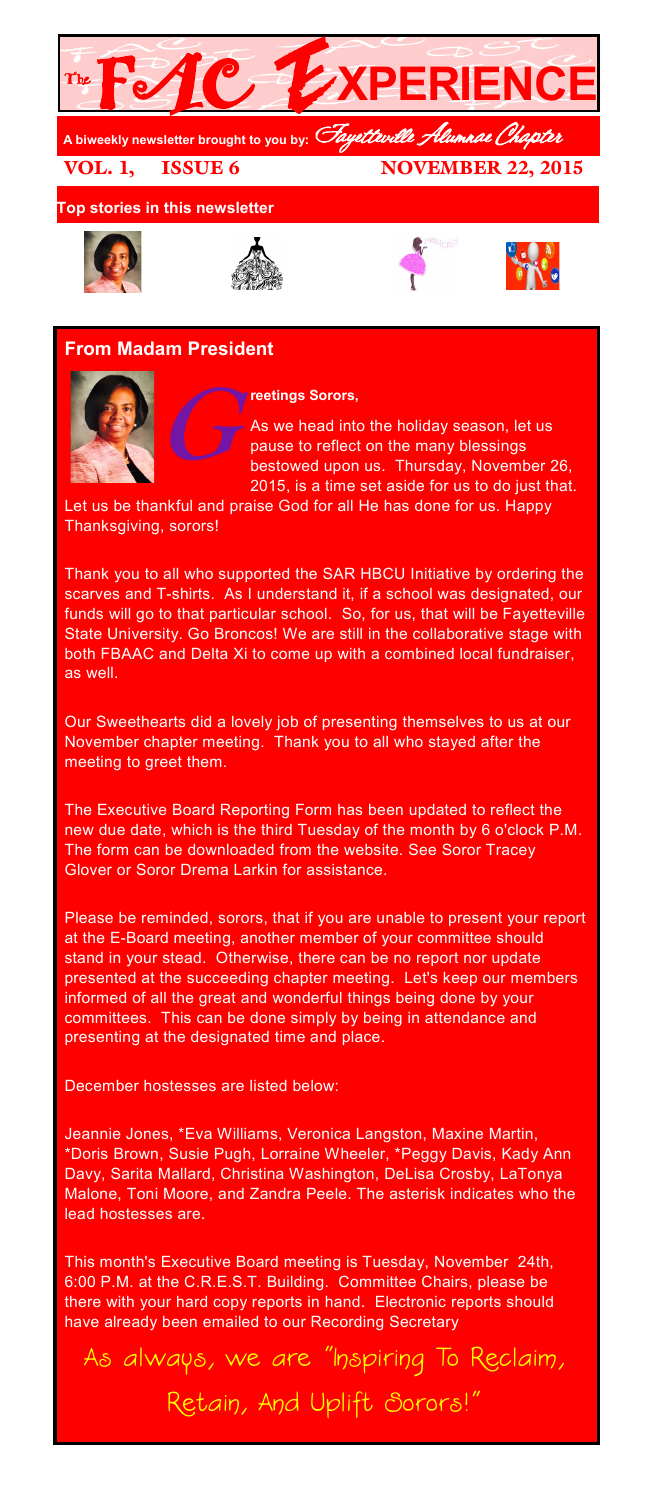# The FAC EXPERIENCE

A biweekly newsletter brought to you by: *Fayetteville Alumnae Chapter*

**VOL. 1, ISSUE 6** **NOVEMBER 22, 2015**

**Top stories in this newsletter**

## From Madam President

**Greetings Sorors,**

As we head into the holiday season, let us pause to reflect on the many blessings bestowed upon us. Thursday, November 26, 2015, is a time set aside for us to do just that. Let us be thankful and praise God for all He has done for us. Happy Thanksgiving, sorors!

Thank you to all who supported the SAR HBCU Initiative by ordering the scarves and T-shirts. As I understand it, if a school was designated, our funds will go to that particular school. So, for us, that will be Fayetteville State University. Go Broncos! We are still in the collaborative stage with both FBAAC and Delta Xi to come up with a combined local fundraiser, as well.

Our Sweethearts did a lovely job of presenting themselves to us at our November chapter meeting. Thank you to all who stayed after the meeting to greet them.

The Executive Board Reporting Form has been updated to reflect the new due date, which is the third Tuesday of the month by 6 o'clock P.M. The form can be downloaded from the website. See Soror Tracey Glover or Soror Drema Larkin for assistance.

Please be reminded, sorors, that if you are unable to present your report at the E-Board meeting, another member of your committee should stand in your stead. Otherwise, there can be no report nor update presented at the succeeding chapter meeting. Let's keep our members informed of all the great and wonderful things being done by your committees. This can be done simply by being in attendance and presenting at the designated time and place.

December hostesses are listed below:

Jeannie Jones, *Eva Williams, Veronica Langston, Maxine Martin, *Doris Brown, Susie Pugh, Lorraine Wheeler, *Peggy Davis, Kady Ann Davy, Sarita Mallard, Christina Washington, DeLisa Crosby, LaTonya Malone, Toni Moore, and Zandra Peele. The asterisk indicates who the lead hostesses are.

This month's Executive Board meeting is Tuesday, November 24th, 6:00 P.M. at the C.R.E.S.T. Building. Committee Chairs, please be there with your hard copy reports in hand. Electronic reports should have already been emailed to our Recording Secretary

As always, we are "Inspiring To Reclaim, Retain, And Uplift Sorors!"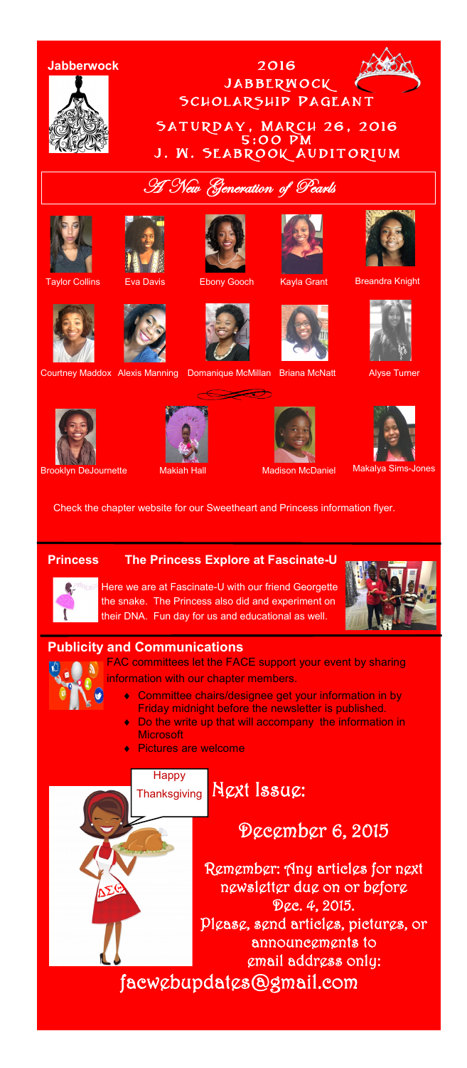**Jabberwock**

# 2016 Jabberwock Scholarship Pageant

## Saturday, March 26, 2016
## 5:00 PM
## J. W. Seabrook Auditorium

*A New Generation of Pearls*

Taylor Collins, Eva Davis, Ebony Gooch, Kayla Grant, Breandra Knight

Courtney Maddox, Alexis Manning, Domanique McMillan, Briana McNatt, Alyse Turner

Brooklyn DeJournette, Makiah Hall, Madison McDaniel, Makalya Sims-Jones

Check the chapter website for our Sweetheart and Princess information flyer.

## Princess — The Princess Explore at Fascinate-U

Here we are at Fascinate-U with our friend Georgette the snake. The Princess also did and experiment on their DNA. Fun day for us and educational as well.

## Publicity and Communications

FAC committees let the FACE support your event by sharing information with our chapter members.

- Committee chairs/designee get your information in by Friday midnight before the newsletter is published.
- Do the write up that will accompany the information in Microsoft
- Pictures are welcome

Happy Thanksgiving

## Next Issue:

## December 6, 2015

Remember: Any articles for next newsletter due on or before Dec. 4, 2015.

Please, send articles, pictures, or announcements to email address only:

facwebupdates@gmail.com